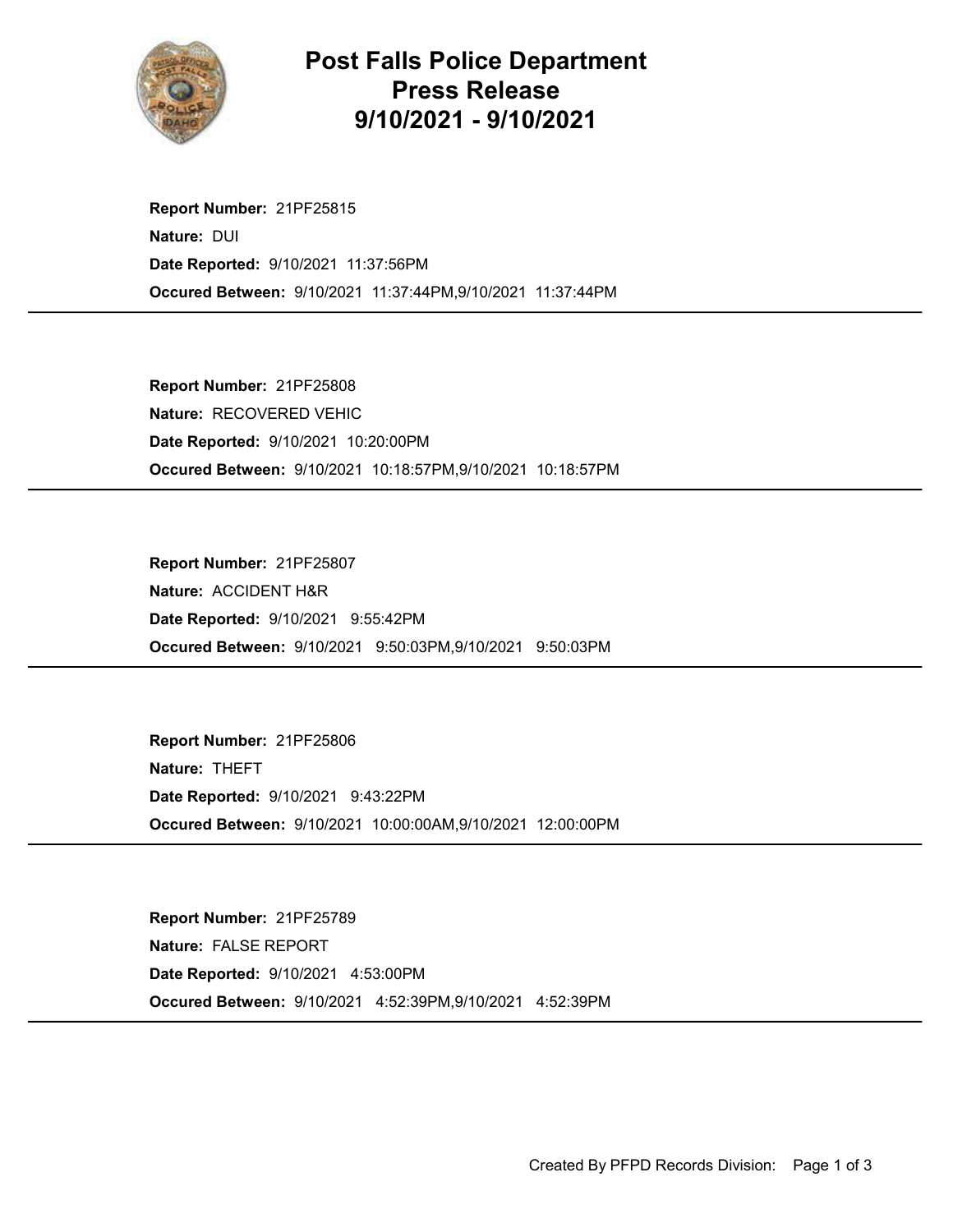# Post Falls Police Department Press Release 9/10/2021 - 9/10/2021

**Report Number:** 21PF25815
**Nature:** DUI
**Date Reported:** 9/10/2021 11:37:56PM
**Occured Between:** 9/10/2021 11:37:44PM,9/10/2021 11:37:44PM

---

**Report Number:** 21PF25808
**Nature:** RECOVERED VEHIC
**Date Reported:** 9/10/2021 10:20:00PM
**Occured Between:** 9/10/2021 10:18:57PM,9/10/2021 10:18:57PM

---

**Report Number:** 21PF25807
**Nature:** ACCIDENT H&R
**Date Reported:** 9/10/2021 9:55:42PM
**Occured Between:** 9/10/2021 9:50:03PM,9/10/2021 9:50:03PM

---

**Report Number:** 21PF25806
**Nature:** THEFT
**Date Reported:** 9/10/2021 9:43:22PM
**Occured Between:** 9/10/2021 10:00:00AM,9/10/2021 12:00:00PM

---

**Report Number:** 21PF25789
**Nature:** FALSE REPORT
**Date Reported:** 9/10/2021 4:53:00PM
**Occured Between:** 9/10/2021 4:52:39PM,9/10/2021 4:52:39PM

---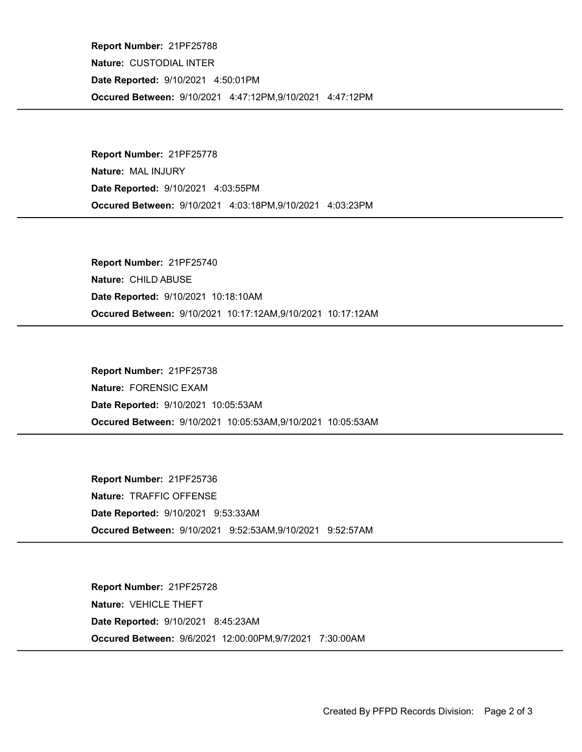**Report Number:** 21PF25788

**Nature:** CUSTODIAL INTER

**Date Reported:** 9/10/2021 4:50:01PM

**Occured Between:** 9/10/2021 4:47:12PM,9/10/2021 4:47:12PM

---

**Report Number:** 21PF25778

**Nature:** MAL INJURY

**Date Reported:** 9/10/2021 4:03:55PM

**Occured Between:** 9/10/2021 4:03:18PM,9/10/2021 4:03:23PM

---

**Report Number:** 21PF25740

**Nature:** CHILD ABUSE

**Date Reported:** 9/10/2021 10:18:10AM

**Occured Between:** 9/10/2021 10:17:12AM,9/10/2021 10:17:12AM

---

**Report Number:** 21PF25738

**Nature:** FORENSIC EXAM

**Date Reported:** 9/10/2021 10:05:53AM

**Occured Between:** 9/10/2021 10:05:53AM,9/10/2021 10:05:53AM

---

**Report Number:** 21PF25736

**Nature:** TRAFFIC OFFENSE

**Date Reported:** 9/10/2021 9:53:33AM

**Occured Between:** 9/10/2021 9:52:53AM,9/10/2021 9:52:57AM

---

**Report Number:** 21PF25728

**Nature:** VEHICLE THEFT

**Date Reported:** 9/10/2021 8:45:23AM

**Occured Between:** 9/6/2021 12:00:00PM,9/7/2021 7:30:00AM

---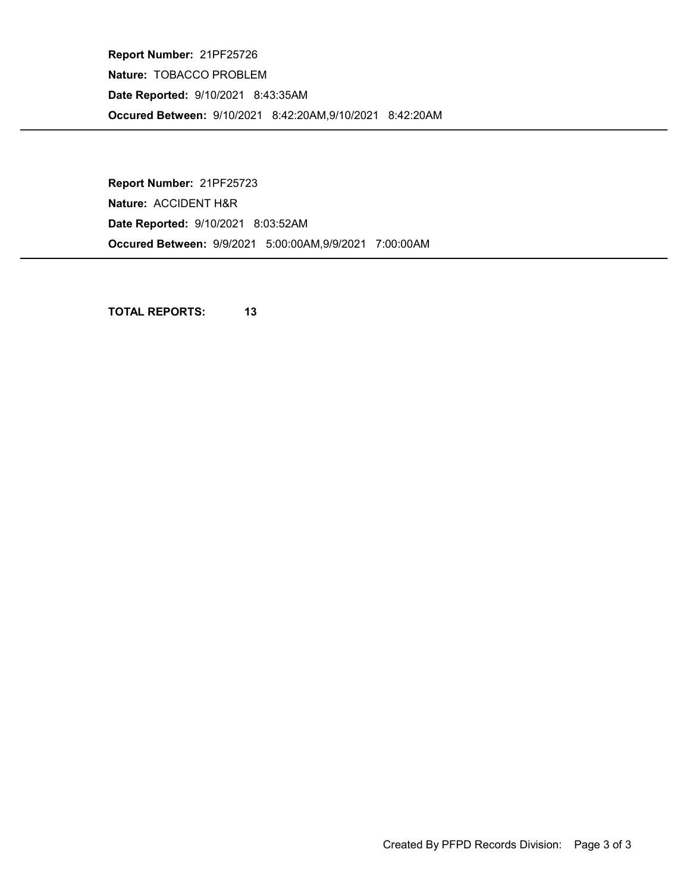**Report Number:** 21PF25726

**Nature:** TOBACCO PROBLEM

**Date Reported:** 9/10/2021 8:43:35AM

**Occured Between:** 9/10/2021 8:42:20AM,9/10/2021 8:42:20AM

---

**Report Number:** 21PF25723

**Nature:** ACCIDENT H&R

**Date Reported:** 9/10/2021 8:03:52AM

**Occured Between:** 9/9/2021 5:00:00AM,9/9/2021 7:00:00AM

---

**TOTAL REPORTS: 13**

Created By PFPD Records Division: